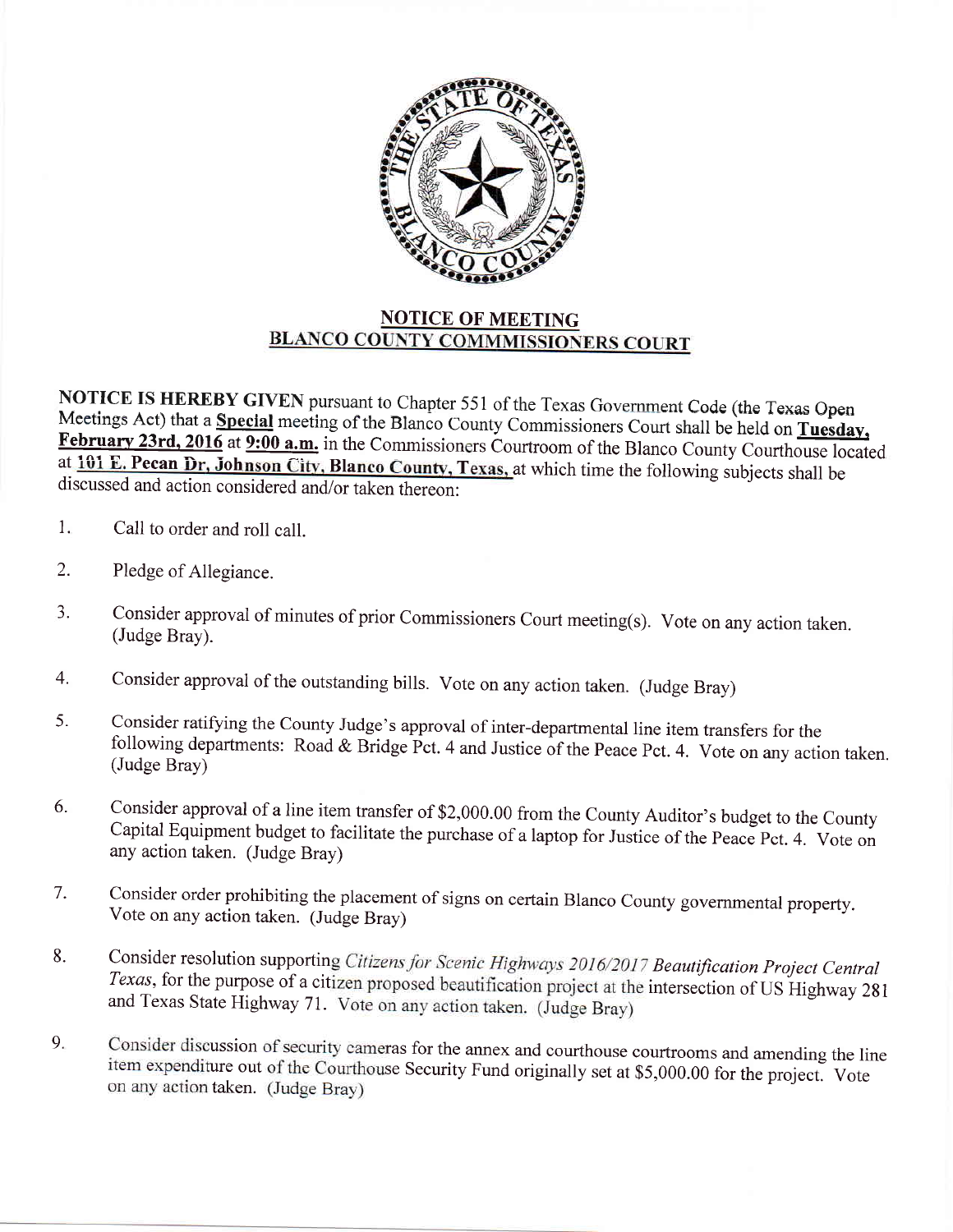## NOTICE OF MEETING
## BLANCO COUNTY COMMMISSIONERS COURT

**NOTICE IS HEREBY GIVEN** pursuant to Chapter 551 of the Texas Government Code (the Texas Open Meetings Act) that a **Special** meeting of the Blanco County Commissioners Court shall be held on **Tuesday, February 23rd, 2016** at **9:00 a.m.** in the Commissioners Courtroom of the Blanco County Courthouse located at **101 E. Pecan Dr, Johnson City, Blanco County, Texas,** at which time the following subjects shall be discussed and action considered and/or taken thereon:

1. Call to order and roll call.

2. Pledge of Allegiance.

3. Consider approval of minutes of prior Commissioners Court meeting(s). Vote on any action taken. (Judge Bray).

4. Consider approval of the outstanding bills. Vote on any action taken. (Judge Bray)

5. Consider ratifying the County Judge's approval of inter-departmental line item transfers for the following departments: Road & Bridge Pct. 4 and Justice of the Peace Pct. 4. Vote on any action taken. (Judge Bray)

6. Consider approval of a line item transfer of $2,000.00 from the County Auditor's budget to the County Capital Equipment budget to facilitate the purchase of a laptop for Justice of the Peace Pct. 4. Vote on any action taken. (Judge Bray)

7. Consider order prohibiting the placement of signs on certain Blanco County governmental property. Vote on any action taken. (Judge Bray)

8. Consider resolution supporting *Citizens for Scenic Highways 2016/2017 Beautification Project Central Texas*, for the purpose of a citizen proposed beautification project at the intersection of US Highway 281 and Texas State Highway 71. Vote on any action taken. (Judge Bray)

9. Consider discussion of security cameras for the annex and courthouse courtrooms and amending the line item expenditure out of the Courthouse Security Fund originally set at $5,000.00 for the project. Vote on any action taken. (Judge Bray)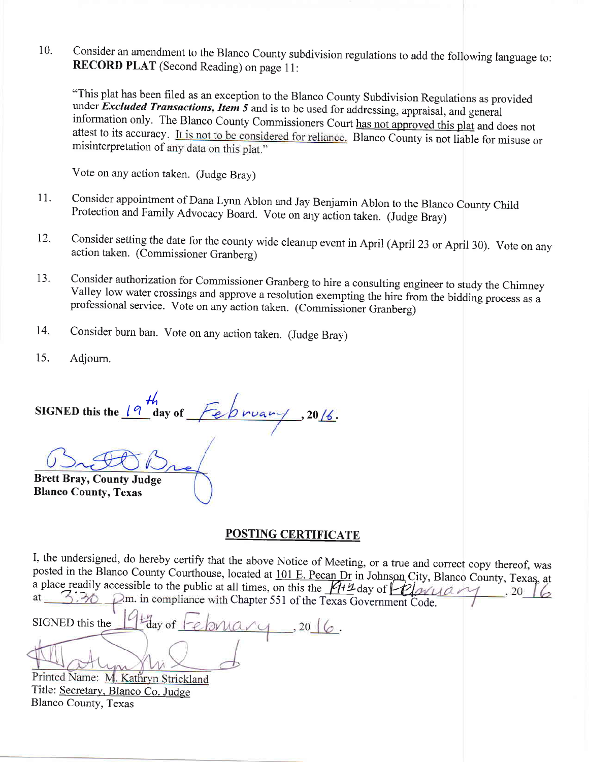10. Consider an amendment to the Blanco County subdivision regulations to add the following language to: **RECORD PLAT** (Second Reading) on page 11:

 "This plat has been filed as an exception to the Blanco County Subdivision Regulations as provided under ***Excluded Transactions, Item 5*** and is to be used for addressing, appraisal, and general information only. The Blanco County Commissioners Court has not approved this plat and does not attest to its accuracy. It is not to be considered for reliance. Blanco County is not liable for misuse or misinterpretation of any data on this plat."

 Vote on any action taken. (Judge Bray)

11. Consider appointment of Dana Lynn Ablon and Jay Benjamin Ablon to the Blanco County Child Protection and Family Advocacy Board. Vote on any action taken. (Judge Bray)

12. Consider setting the date for the county wide cleanup event in April (April 23 or April 30). Vote on any action taken. (Commissioner Granberg)

13. Consider authorization for Commissioner Granberg to hire a consulting engineer to study the Chimney Valley low water crossings and approve a resolution exempting the hire from the bidding process as a professional service. Vote on any action taken. (Commissioner Granberg)

14. Consider burn ban. Vote on any action taken. (Judge Bray)

15. Adjourn.

**SIGNED this the** 19th **day of** February **, 20**16.

**Brett Bray, County Judge**
**Blanco County, Texas**

## POSTING CERTIFICATE

I, the undersigned, do hereby certify that the above Notice of Meeting, or a true and correct copy thereof, was posted in the Blanco County Courthouse, located at 101 E. Pecan Dr in Johnson City, Blanco County, Texas, at a place readily accessible to the public at all times, on this the 19th day of February, 20 16 at 3:30 p.m. in compliance with Chapter 551 of the Texas Government Code.

SIGNED this the 19th day of February, 20 16.

Printed Name: M. Kathryn Strickland
Title: Secretary, Blanco Co. Judge
Blanco County, Texas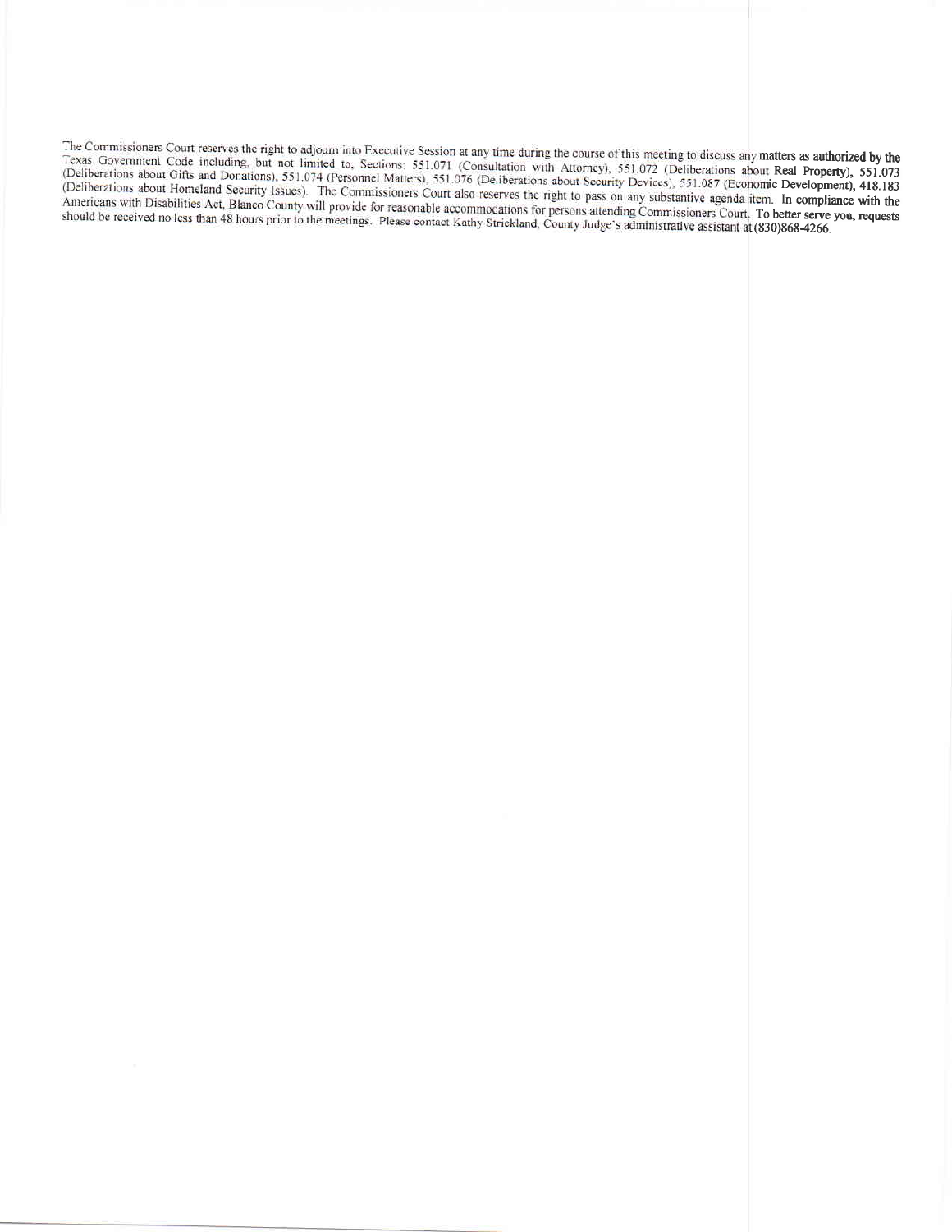The Commissioners Court reserves the right to adjourn into Executive Session at any time during the course of this meeting to discuss any matters as authorized by the Texas Government Code including, but not limited to, Sections: 551.071 (Consultation with Attorney), 551.072 (Deliberations about Real Property), 551.073 (Deliberations about Gifts and Donations), 551.074 (Personnel Matters), 551.076 (Deliberations about Security Devices), 551.087 (Economic Development), 418.183 (Deliberations about Homeland Security Issues). The Commissioners Court also reserves the right to pass on any substantive agenda item. In compliance with the Americans with Disabilities Act, Blanco County will provide for reasonable accommodations for persons attending Commissioners Court. To better serve you, requests should be received no less than 48 hours prior to the meetings. Please contact Kathy Strickland, County Judge's administrative assistant at (830)868-4266.